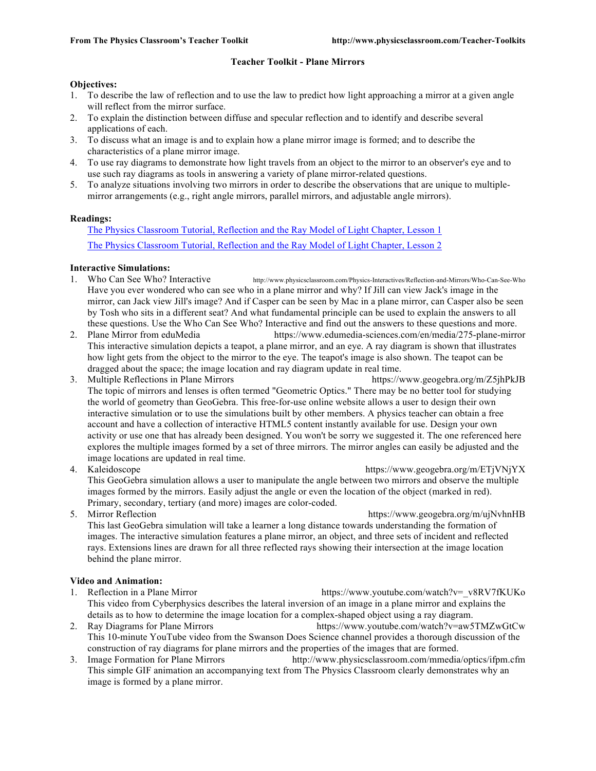# Teacher Toolkit - Plane Mirrors

**Objectives:**

1. To describe the law of reflection and to use the law to predict how light approaching a mirror at a given angle will reflect from the mirror surface.
2. To explain the distinction between diffuse and specular reflection and to identify and describe several applications of each.
3. To discuss what an image is and to explain how a plane mirror image is formed; and to describe the characteristics of a plane mirror image.
4. To use ray diagrams to demonstrate how light travels from an object to the mirror to an observer's eye and to use such ray diagrams as tools in answering a variety of plane mirror-related questions.
5. To analyze situations involving two mirrors in order to describe the observations that are unique to multiple-mirror arrangements (e.g., right angle mirrors, parallel mirrors, and adjustable angle mirrors).

**Readings:**

The Physics Classroom Tutorial, Reflection and the Ray Model of Light Chapter, Lesson 1

The Physics Classroom Tutorial, Reflection and the Ray Model of Light Chapter, Lesson 2

**Interactive Simulations:**

1. Who Can See Who? Interactive http://www.physicsclassroom.com/Physics-Interactives/Reflection-and-Mirrors/Who-Can-See-Who
   Have you ever wondered who can see who in a plane mirror and why? If Jill can view Jack's image in the mirror, can Jack view Jill's image? And if Casper can be seen by Mac in a plane mirror, can Casper also be seen by Tosh who sits in a different seat? And what fundamental principle can be used to explain the answers to all these questions. Use the Who Can See Who? Interactive and find out the answers to these questions and more.
2. Plane Mirror from eduMedia https://www.edumedia-sciences.com/en/media/275-plane-mirror
   This interactive simulation depicts a teapot, a plane mirror, and an eye. A ray diagram is shown that illustrates how light gets from the object to the mirror to the eye. The teapot's image is also shown. The teapot can be dragged about the space; the image location and ray diagram update in real time.
3. Multiple Reflections in Plane Mirrors https://www.geogebra.org/m/Z5jhPkJB
   The topic of mirrors and lenses is often termed "Geometric Optics." There may be no better tool for studying the world of geometry than GeoGebra. This free-for-use online website allows a user to design their own interactive simulation or to use the simulations built by other members. A physics teacher can obtain a free account and have a collection of interactive HTML5 content instantly available for use. Design your own activity or use one that has already been designed. You won't be sorry we suggested it. The one referenced here explores the multiple images formed by a set of three mirrors. The mirror angles can easily be adjusted and the image locations are updated in real time.
4. Kaleidoscope https://www.geogebra.org/m/ETjVNjYX
   This GeoGebra simulation allows a user to manipulate the angle between two mirrors and observe the multiple images formed by the mirrors. Easily adjust the angle or even the location of the object (marked in red). Primary, secondary, tertiary (and more) images are color-coded.
5. Mirror Reflection https://www.geogebra.org/m/ujNvhnHB
   This last GeoGebra simulation will take a learner a long distance towards understanding the formation of images. The interactive simulation features a plane mirror, an object, and three sets of incident and reflected rays. Extensions lines are drawn for all three reflected rays showing their intersection at the image location behind the plane mirror.

**Video and Animation:**

1. Reflection in a Plane Mirror https://www.youtube.com/watch?v=_v8RV7fKUKo
   This video from Cyberphysics describes the lateral inversion of an image in a plane mirror and explains the details as to how to determine the image location for a complex-shaped object using a ray diagram.
2. Ray Diagrams for Plane Mirrors https://www.youtube.com/watch?v=aw5TMZwGtCw
   This 10-minute YouTube video from the Swanson Does Science channel provides a thorough discussion of the construction of ray diagrams for plane mirrors and the properties of the images that are formed.
3. Image Formation for Plane Mirrors http://www.physicsclassroom.com/mmedia/optics/ifpm.cfm
   This simple GIF animation an accompanying text from The Physics Classroom clearly demonstrates why an image is formed by a plane mirror.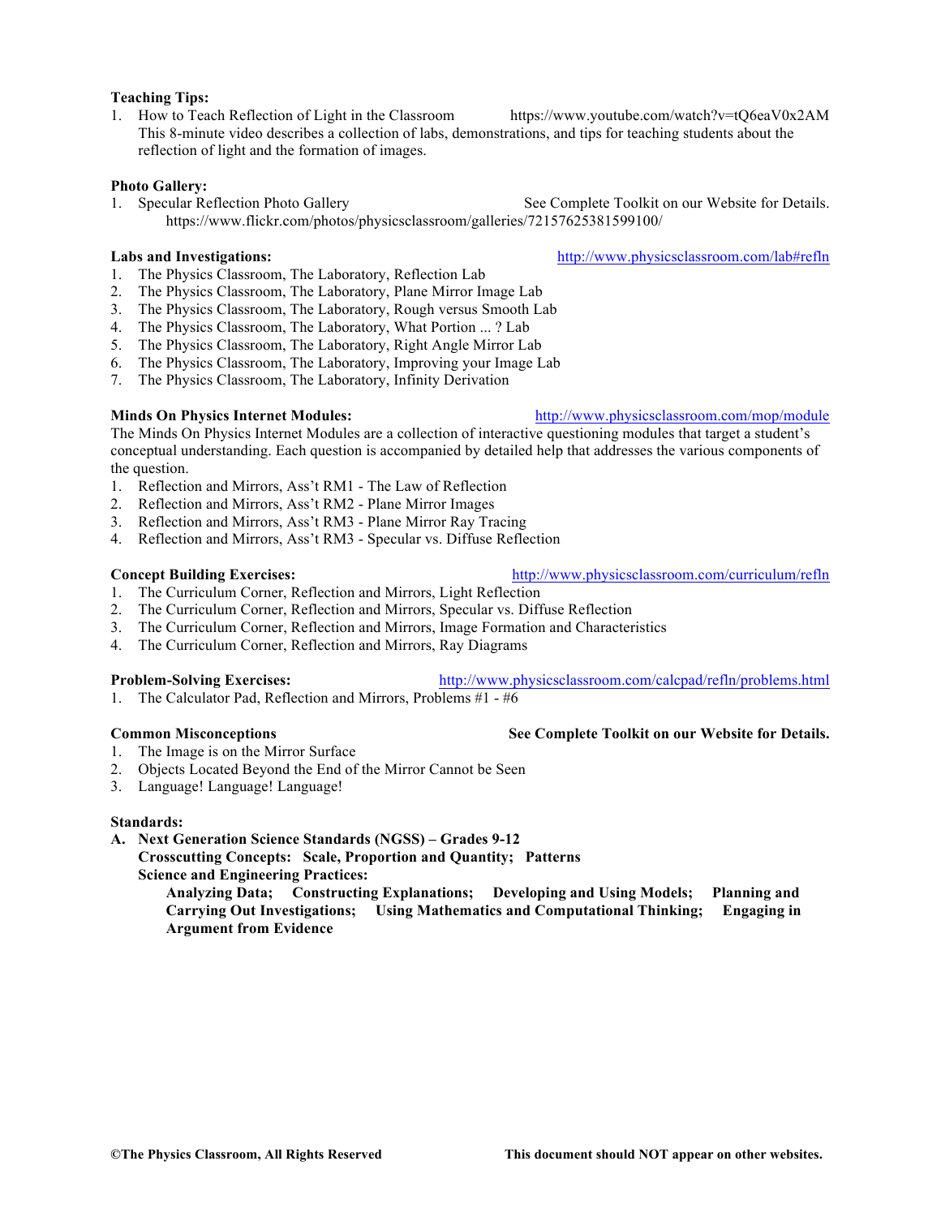**Teaching Tips:**

1. How to Teach Reflection of Light in the Classroom https://www.youtube.com/watch?v=tQ6eaV0x2AM
   This 8-minute video describes a collection of labs, demonstrations, and tips for teaching students about the reflection of light and the formation of images.

**Photo Gallery:**

1. Specular Reflection Photo Gallery See Complete Toolkit on our Website for Details.
   https://www.flickr.com/photos/physicsclassroom/galleries/72157625381599100/

**Labs and Investigations:** http://www.physicsclassroom.com/lab#refln

1. The Physics Classroom, The Laboratory, Reflection Lab
2. The Physics Classroom, The Laboratory, Plane Mirror Image Lab
3. The Physics Classroom, The Laboratory, Rough versus Smooth Lab
4. The Physics Classroom, The Laboratory, What Portion ... ? Lab
5. The Physics Classroom, The Laboratory, Right Angle Mirror Lab
6. The Physics Classroom, The Laboratory, Improving your Image Lab
7. The Physics Classroom, The Laboratory, Infinity Derivation

**Minds On Physics Internet Modules:** http://www.physicsclassroom.com/mop/module

The Minds On Physics Internet Modules are a collection of interactive questioning modules that target a student's conceptual understanding. Each question is accompanied by detailed help that addresses the various components of the question.

1. Reflection and Mirrors, Ass't RM1 - The Law of Reflection
2. Reflection and Mirrors, Ass't RM2 - Plane Mirror Images
3. Reflection and Mirrors, Ass't RM3 - Plane Mirror Ray Tracing
4. Reflection and Mirrors, Ass't RM3 - Specular vs. Diffuse Reflection

**Concept Building Exercises:** http://www.physicsclassroom.com/curriculum/refln

1. The Curriculum Corner, Reflection and Mirrors, Light Reflection
2. The Curriculum Corner, Reflection and Mirrors, Specular vs. Diffuse Reflection
3. The Curriculum Corner, Reflection and Mirrors, Image Formation and Characteristics
4. The Curriculum Corner, Reflection and Mirrors, Ray Diagrams

**Problem-Solving Exercises:** http://www.physicsclassroom.com/calcpad/refln/problems.html

1. The Calculator Pad, Reflection and Mirrors, Problems #1 - #6

**Common Misconceptions** **See Complete Toolkit on our Website for Details.**

1. The Image is on the Mirror Surface
2. Objects Located Beyond the End of the Mirror Cannot be Seen
3. Language! Language! Language!

**Standards:**

**A. Next Generation Science Standards (NGSS) – Grades 9-12**

**Crosscutting Concepts: Scale, Proportion and Quantity; Patterns**

**Science and Engineering Practices:**

**Analyzing Data; Constructing Explanations; Developing and Using Models; Planning and Carrying Out Investigations; Using Mathematics and Computational Thinking; Engaging in Argument from Evidence**